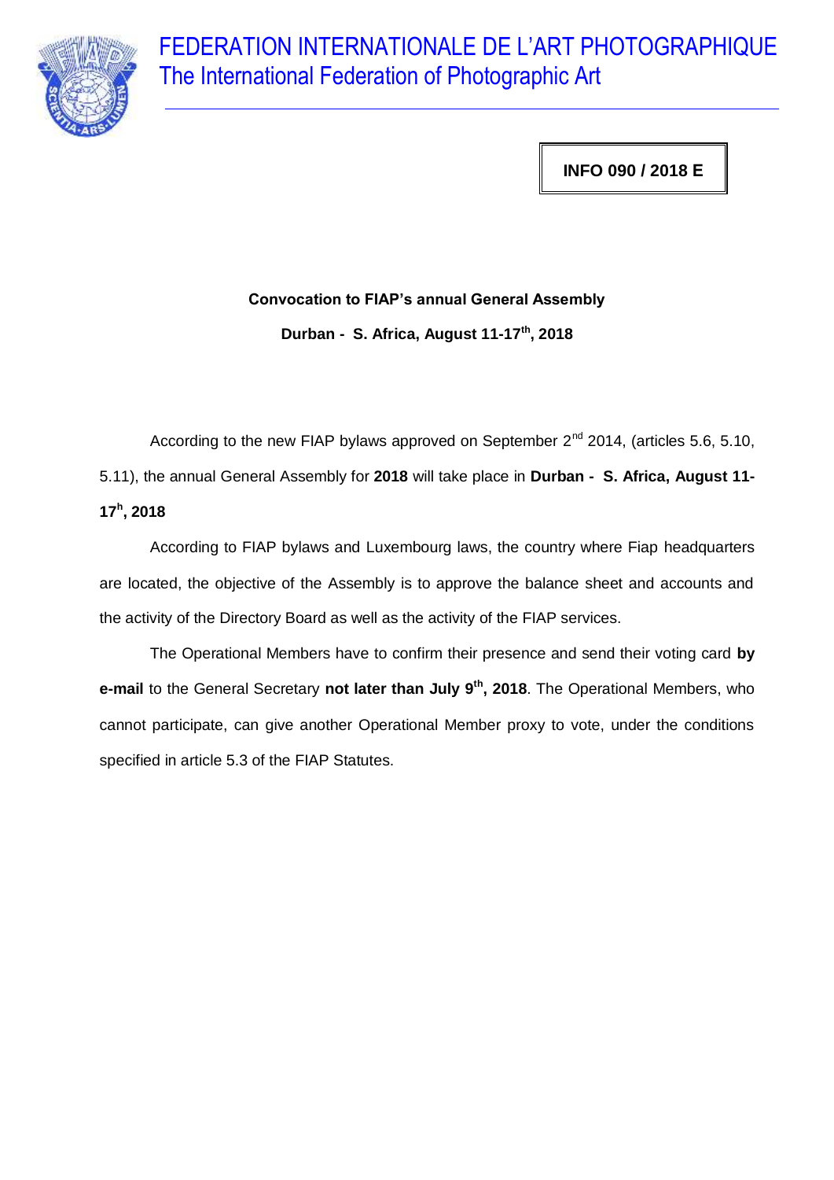# FEDERATION INTERNATIONALE DE L'ART PHOTOGRAPHIQUE

## The International Federation of Photographic Art

**INFO 090 / 2018 E**

**Convocation to FIAP's annual General Assembly**

**Durban - S. Africa, August 11-17th, 2018**

According to the new FIAP bylaws approved on September 2nd 2014, (articles 5.6, 5.10, 5.11), the annual General Assembly for **2018** will take place in **Durban - S. Africa, August 11-17h, 2018**

According to FIAP bylaws and Luxembourg laws, the country where Fiap headquarters are located, the objective of the Assembly is to approve the balance sheet and accounts and the activity of the Directory Board as well as the activity of the FIAP services.

The Operational Members have to confirm their presence and send their voting card **by e-mail** to the General Secretary **not later than July 9th, 2018**. The Operational Members, who cannot participate, can give another Operational Member proxy to vote, under the conditions specified in article 5.3 of the FIAP Statutes.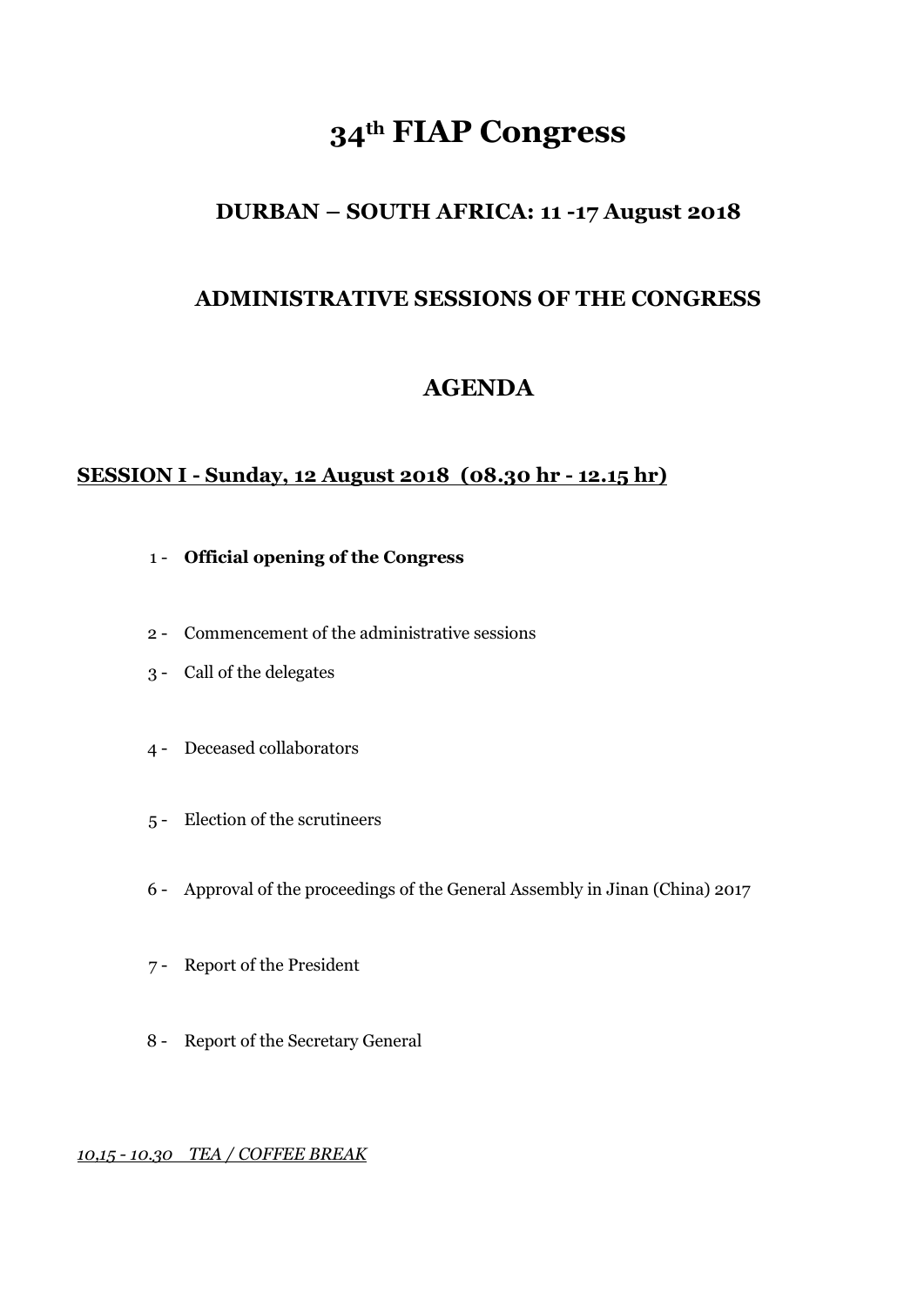# 34th FIAP Congress

## DURBAN – SOUTH AFRICA: 11 -17 August 2018

## ADMINISTRATIVE SESSIONS OF THE CONGRESS

## AGENDA

<u>**SESSION I - Sunday, 12 August 2018 (08.30 hr - 12.15 hr)**</u>

1 - **Official opening of the Congress**

2 - Commencement of the administrative sessions

3 - Call of the delegates

4 - Deceased collaborators

5 - Election of the scrutineers

6 - Approval of the proceedings of the General Assembly in Jinan (China) 2017

7 - Report of the President

8 - Report of the Secretary General

<u>*10,15 - 10.30 TEA / COFFEE BREAK*</u>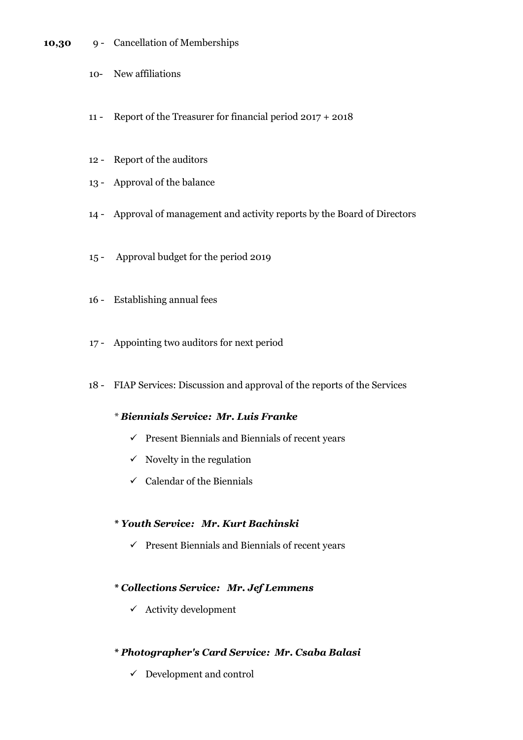**10,30** 9 - Cancellation of Memberships

10- New affiliations

11 - Report of the Treasurer for financial period 2017 + 2018

12 - Report of the auditors

13 - Approval of the balance

14 - Approval of management and activity reports by the Board of Directors

15 - Approval budget for the period 2019

16 - Establishing annual fees

17 - Appointing two auditors for next period

18 - FIAP Services: Discussion and approval of the reports of the Services

\* ***Biennials Service: Mr. Luis Franke***

- ✓ Present Biennials and Biennials of recent years
- ✓ Novelty in the regulation
- ✓ Calendar of the Biennials

\* ***Youth Service: Mr. Kurt Bachinski***

- ✓ Present Biennials and Biennials of recent years

\* ***Collections Service: Mr. Jef Lemmens***

- ✓ Activity development

\* ***Photographer's Card Service: Mr. Csaba Balasi***

- ✓ Development and control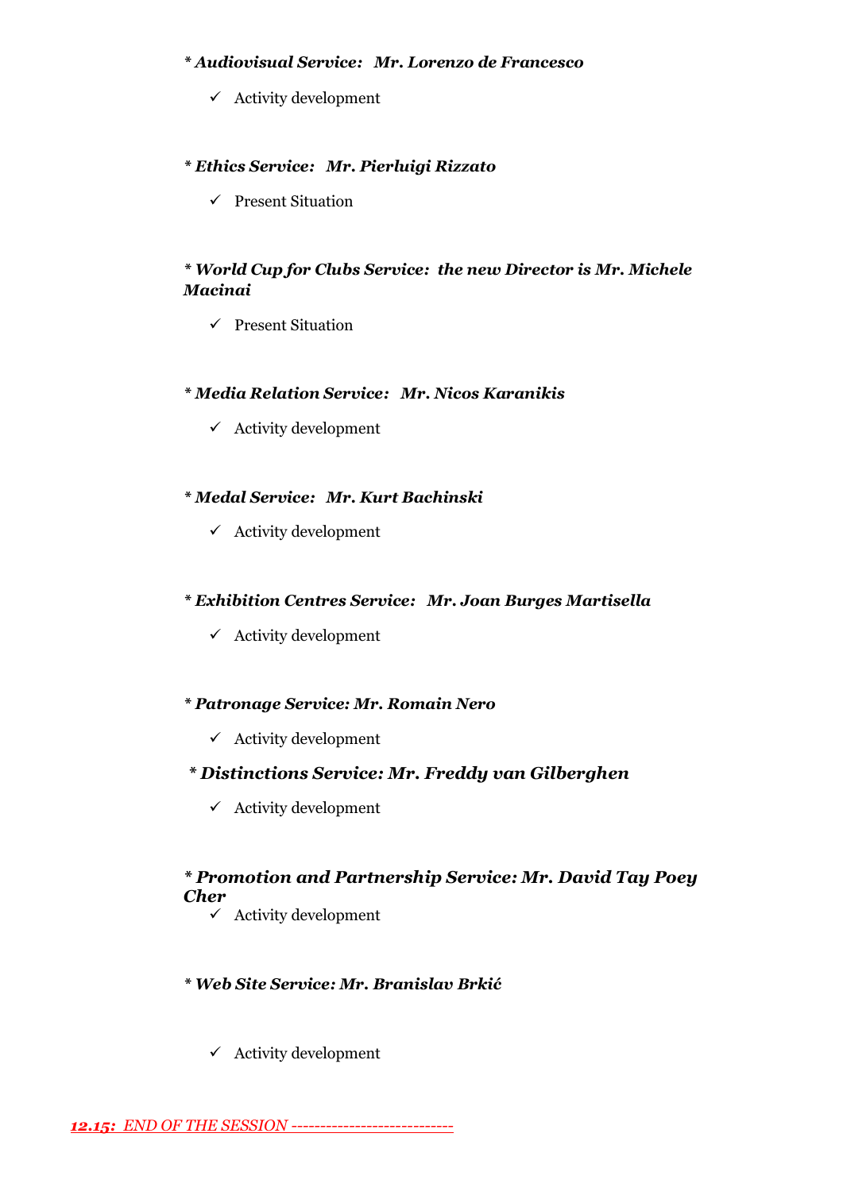\* ***Audiovisual Service: Mr. Lorenzo de Francesco***

- ✓ Activity development

\* ***Ethics Service: Mr. Pierluigi Rizzato***

- ✓ Present Situation

\* ***World Cup for Clubs Service: the new Director is Mr. Michele Macinai***

- ✓ Present Situation

\* ***Media Relation Service: Mr. Nicos Karanikis***

- ✓ Activity development

\* ***Medal Service: Mr. Kurt Bachinski***

- ✓ Activity development

\* ***Exhibition Centres Service: Mr. Joan Burges Martisella***

- ✓ Activity development

\* ***Patronage Service: Mr. Romain Nero***

- ✓ Activity development

\* ***Distinctions Service: Mr. Freddy van Gilberghen***

- ✓ Activity development

\* ***Promotion and Partnership Service: Mr. David Tay Poey Cher***

- ✓ Activity development

\* ***Web Site Service: Mr. Branislav Brkić***

- ✓ Activity development

***12.15:*** *END OF THE SESSION ---------------------------*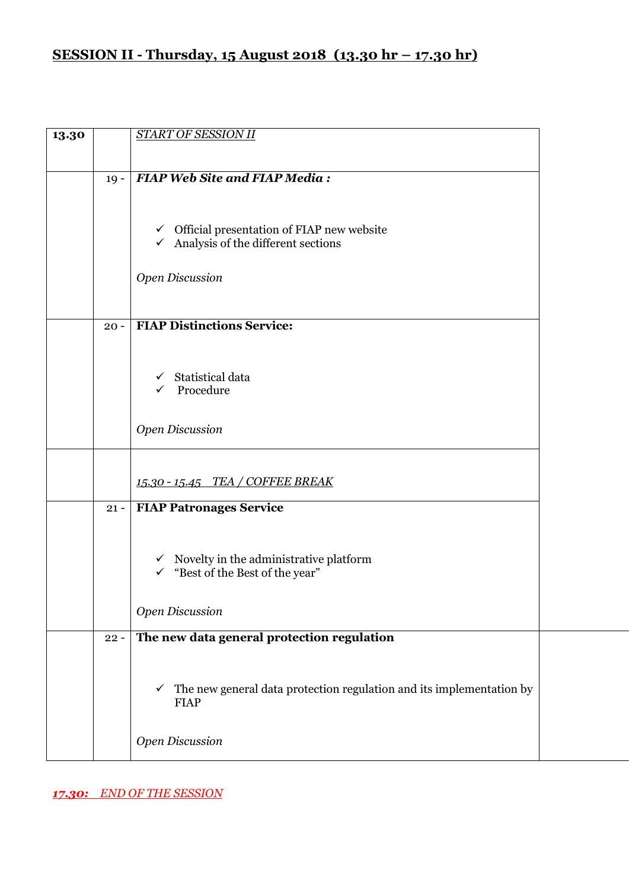## SESSION II - Thursday, 15 August 2018 (13.30 hr – 17.30 hr)

| | | |
|---|---|---|
| **13.30** | | *START OF SESSION II* |
| | 19 - | ***FIAP Web Site and FIAP Media :***<br><br>✓ Official presentation of FIAP new website<br>✓ Analysis of the different sections<br><br>*Open Discussion* |
| | 20 - | **FIAP Distinctions Service:**<br><br>✓ Statistical data<br>✓ Procedure<br><br>*Open Discussion* |
| | | *15.30 - 15.45 TEA / COFFEE BREAK* |
| | 21 - | **FIAP Patronages Service**<br><br>✓ Novelty in the administrative platform<br>✓ "Best of the Best of the year"<br><br>*Open Discussion* |
| | 22 - | **The new data general protection regulation**<br><br>✓ The new general data protection regulation and its implementation by FIAP<br><br>*Open Discussion* |

***17.30: END OF THE SESSION***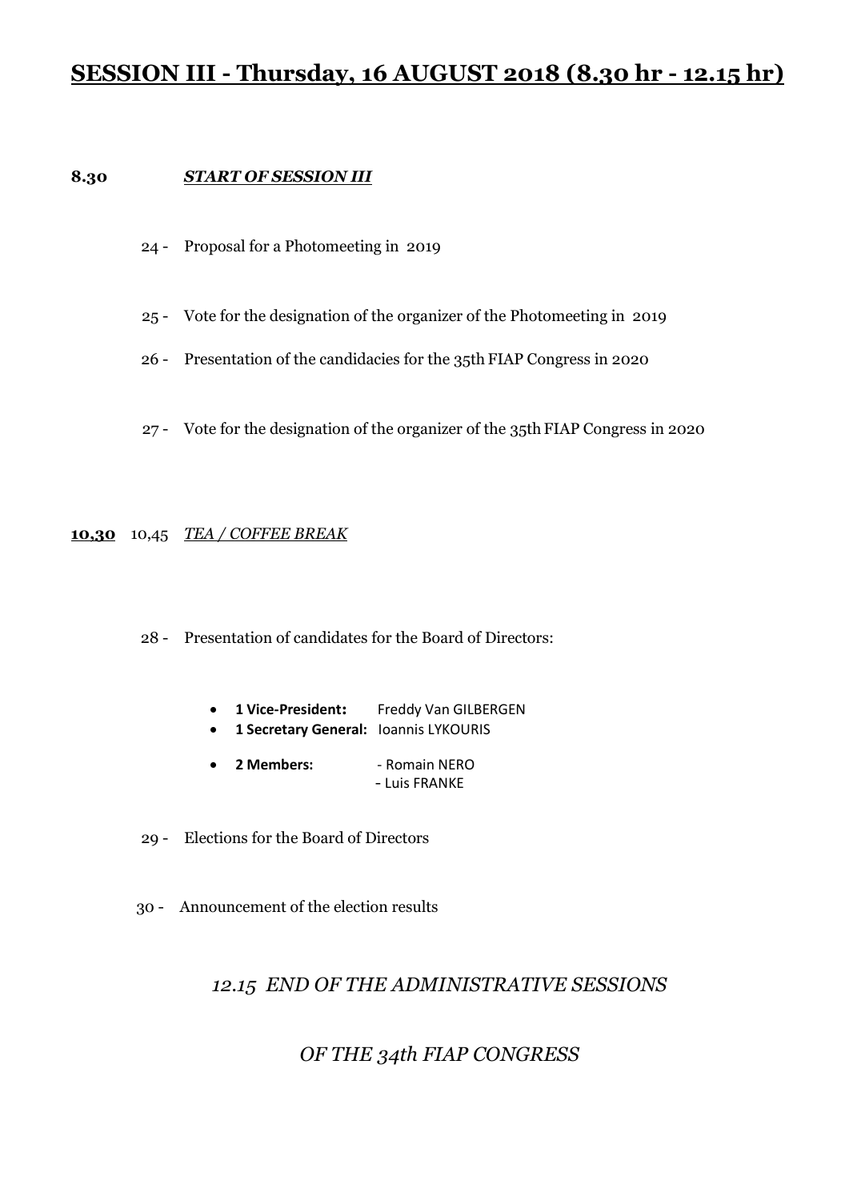# SESSION III - Thursday, 16 AUGUST 2018 (8.30 hr - 12.15 hr)

**8.30** ***START OF SESSION III***

24 - Proposal for a Photomeeting in 2019

25 - Vote for the designation of the organizer of the Photomeeting in 2019

26 - Presentation of the candidacies for the 35th FIAP Congress in 2020

27 - Vote for the designation of the organizer of the 35th FIAP Congress in 2020

**10,30** 10,45 *TEA / COFFEE BREAK*

28 - Presentation of candidates for the Board of Directors:

- **1 Vice-President:** Freddy Van GILBERGEN
- **1 Secretary General:** Ioannis LYKOURIS
- **2 Members:** - Romain NERO
  - Luis FRANKE

29 - Elections for the Board of Directors

30 - Announcement of the election results

*12.15 END OF THE ADMINISTRATIVE SESSIONS*

*OF THE 34th FIAP CONGRESS*